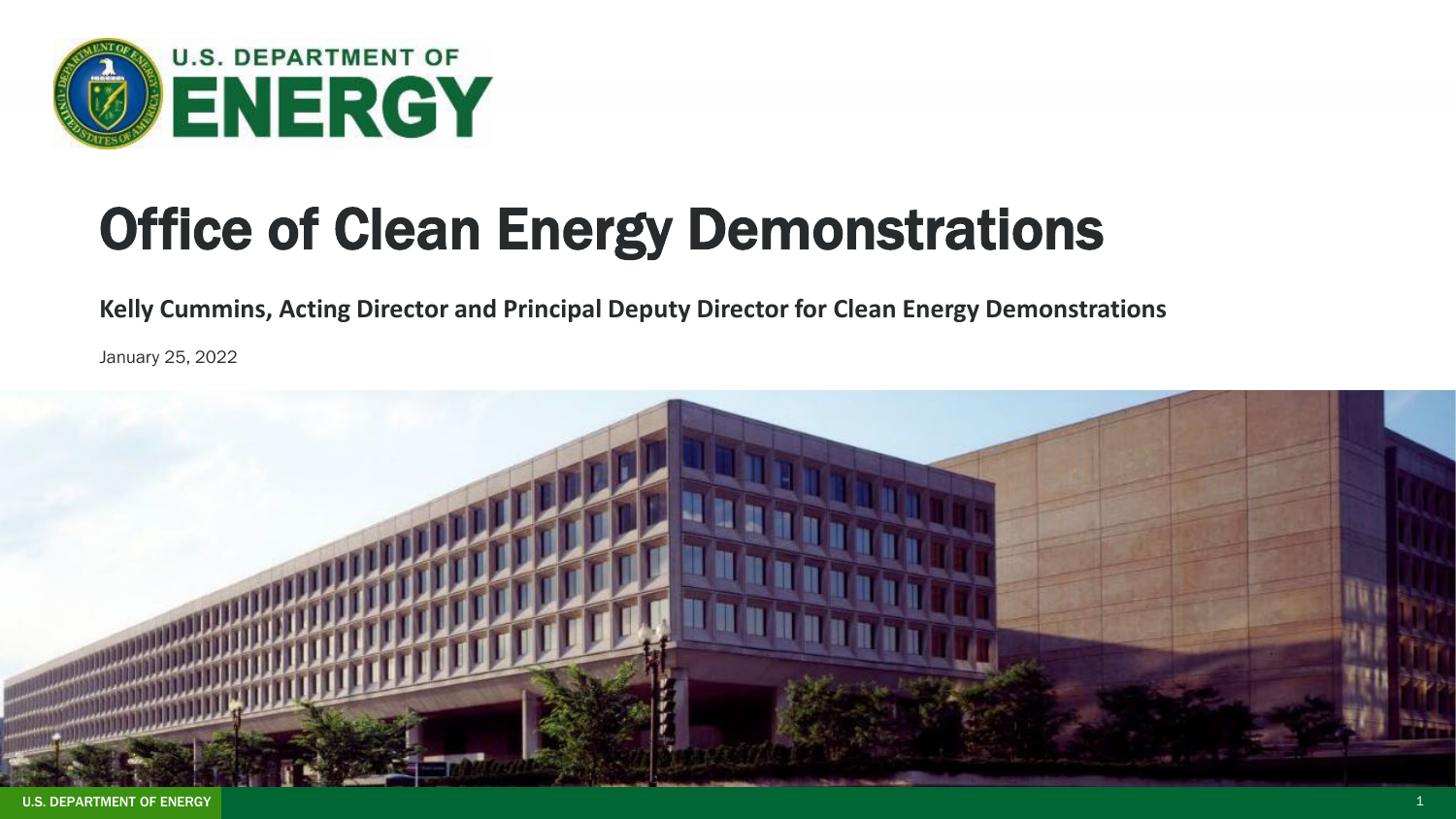U.S. DEPARTMENT OF ENERGY

# Office of Clean Energy Demonstrations

**Kelly Cummins, Acting Director and Principal Deputy Director for Clean Energy Demonstrations**

January 25, 2022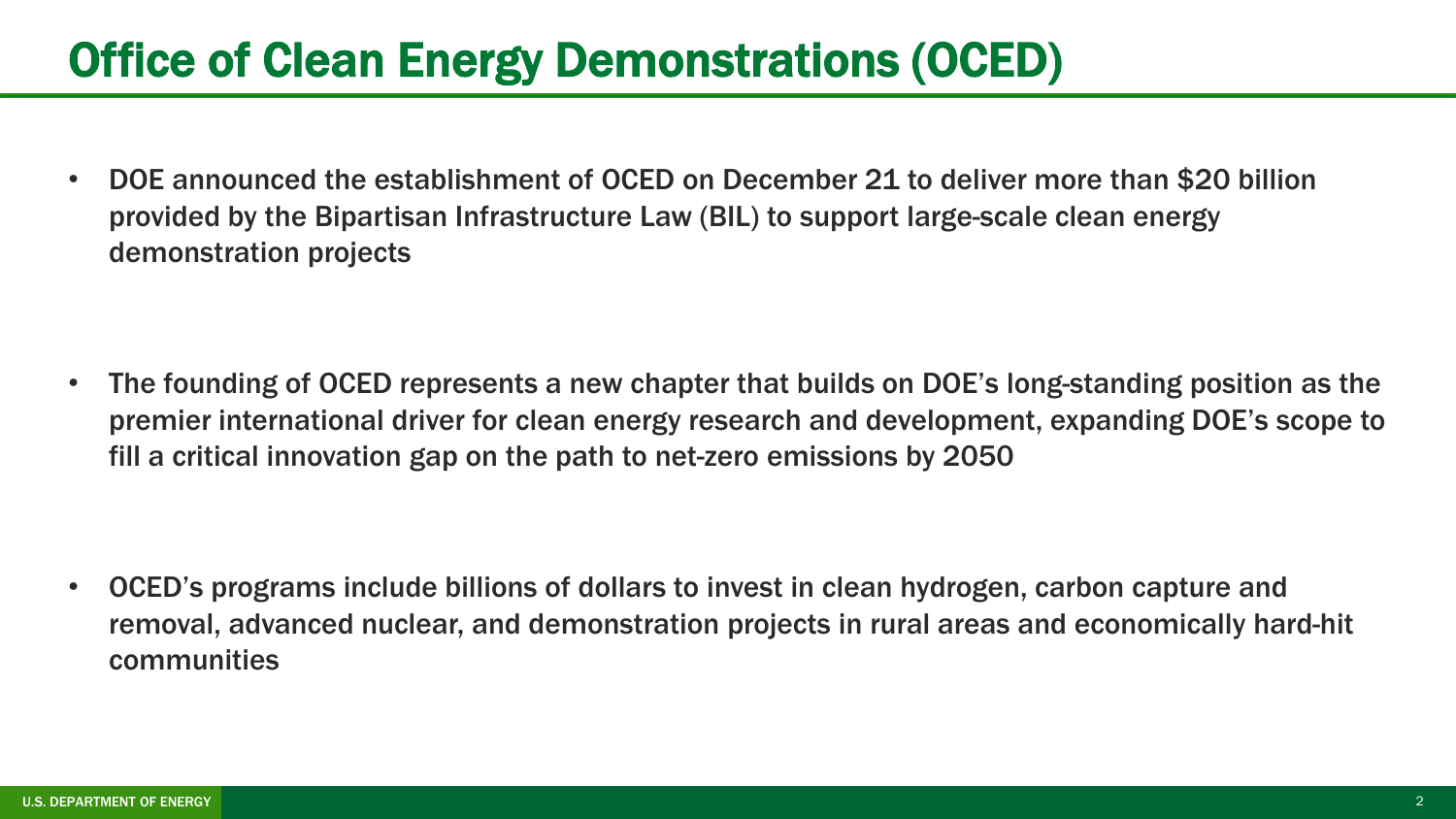# Office of Clean Energy Demonstrations (OCED)

- DOE announced the establishment of OCED on December 21 to deliver more than $20 billion provided by the Bipartisan Infrastructure Law (BIL) to support large-scale clean energy demonstration projects

- The founding of OCED represents a new chapter that builds on DOE's long-standing position as the premier international driver for clean energy research and development, expanding DOE's scope to fill a critical innovation gap on the path to net-zero emissions by 2050

- OCED's programs include billions of dollars to invest in clean hydrogen, carbon capture and removal, advanced nuclear, and demonstration projects in rural areas and economically hard-hit communities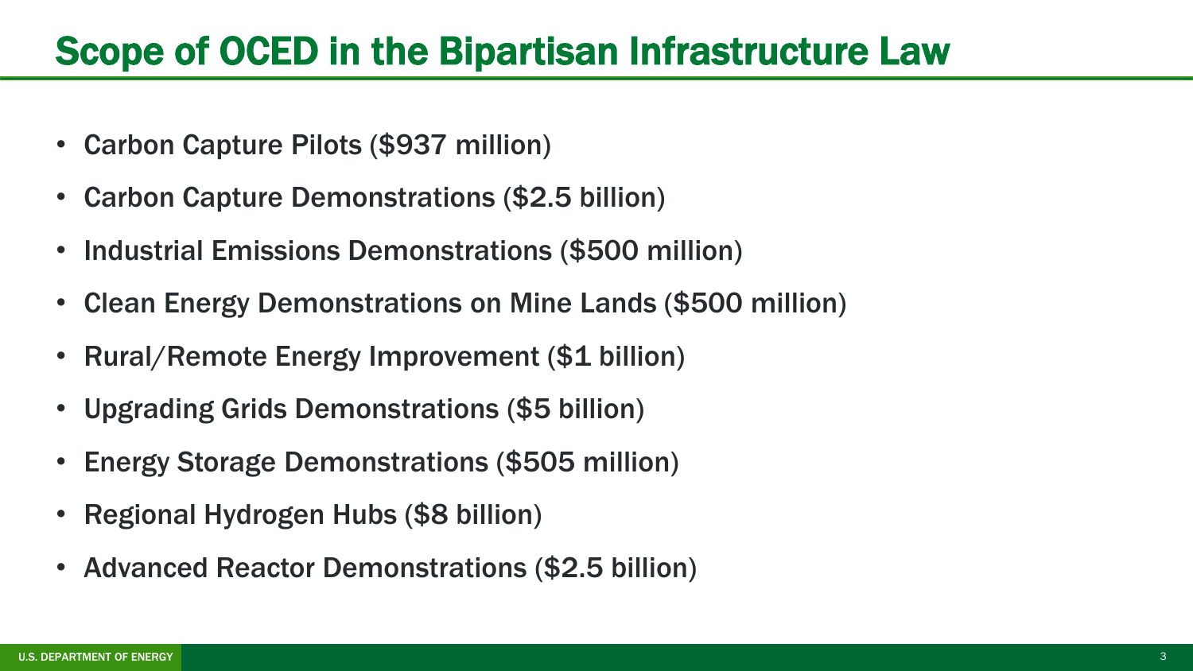# Scope of OCED in the Bipartisan Infrastructure Law

- Carbon Capture Pilots ($937 million)
- Carbon Capture Demonstrations ($2.5 billion)
- Industrial Emissions Demonstrations ($500 million)
- Clean Energy Demonstrations on Mine Lands ($500 million)
- Rural/Remote Energy Improvement ($1 billion)
- Upgrading Grids Demonstrations ($5 billion)
- Energy Storage Demonstrations ($505 million)
- Regional Hydrogen Hubs ($8 billion)
- Advanced Reactor Demonstrations ($2.5 billion)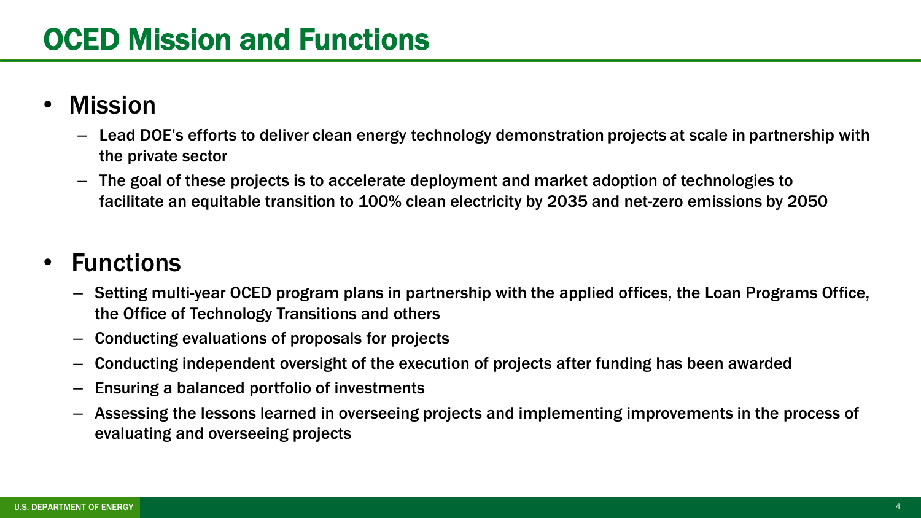# OCED Mission and Functions

- **Mission**
  - Lead DOE's efforts to deliver clean energy technology demonstration projects at scale in partnership with the private sector
  - The goal of these projects is to accelerate deployment and market adoption of technologies to facilitate an equitable transition to 100% clean electricity by 2035 and net-zero emissions by 2050

- **Functions**
  - Setting multi-year OCED program plans in partnership with the applied offices, the Loan Programs Office, the Office of Technology Transitions and others
  - Conducting evaluations of proposals for projects
  - Conducting independent oversight of the execution of projects after funding has been awarded
  - Ensuring a balanced portfolio of investments
  - Assessing the lessons learned in overseeing projects and implementing improvements in the process of evaluating and overseeing projects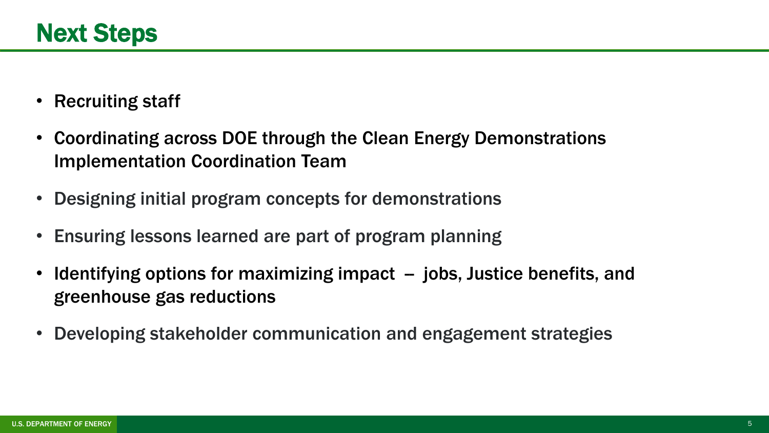# Next Steps

- Recruiting staff
- Coordinating across DOE through the Clean Energy Demonstrations Implementation Coordination Team
- Designing initial program concepts for demonstrations
- Ensuring lessons learned are part of program planning
- Identifying options for maximizing impact – jobs, Justice benefits, and greenhouse gas reductions
- Developing stakeholder communication and engagement strategies